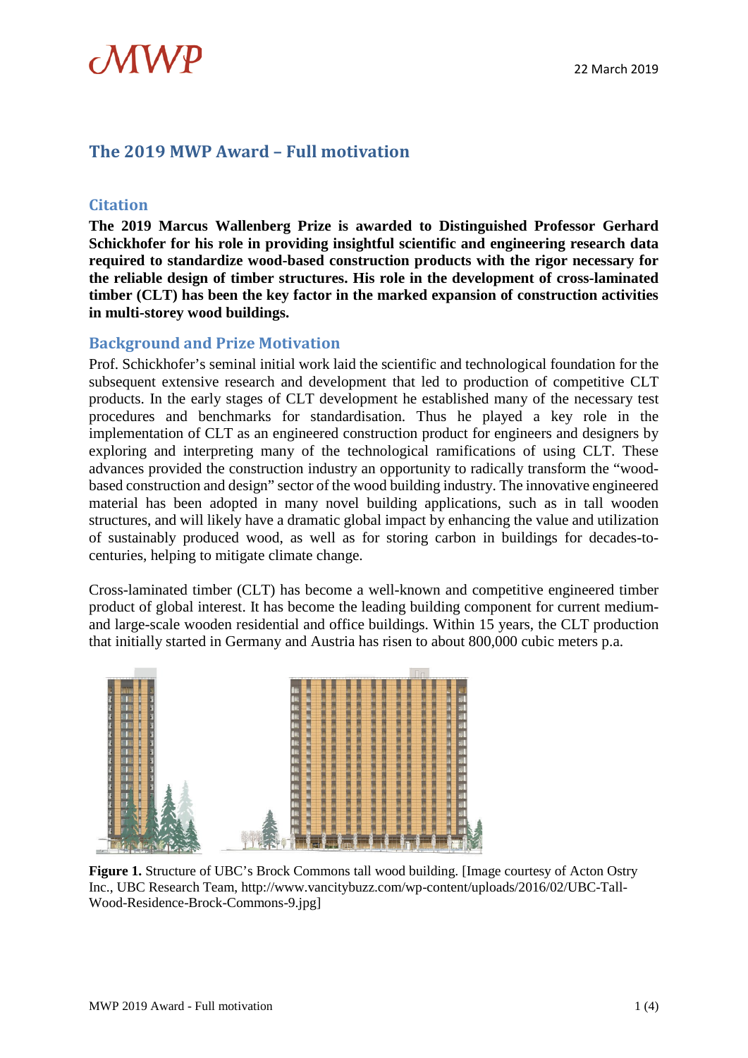MWP

22 March 2019

# The 2019 MWP Award – Full motivation

## Citation

**The 2019 Marcus Wallenberg Prize is awarded to Distinguished Professor Gerhard Schickhofer for his role in providing insightful scientific and engineering research data required to standardize wood-based construction products with the rigor necessary for the reliable design of timber structures. His role in the development of cross-laminated timber (CLT) has been the key factor in the marked expansion of construction activities in multi-storey wood buildings.**

## Background and Prize Motivation

Prof. Schickhofer's seminal initial work laid the scientific and technological foundation for the subsequent extensive research and development that led to production of competitive CLT products. In the early stages of CLT development he established many of the necessary test procedures and benchmarks for standardisation. Thus he played a key role in the implementation of CLT as an engineered construction product for engineers and designers by exploring and interpreting many of the technological ramifications of using CLT. These advances provided the construction industry an opportunity to radically transform the "wood-based construction and design" sector of the wood building industry. The innovative engineered material has been adopted in many novel building applications, such as in tall wooden structures, and will likely have a dramatic global impact by enhancing the value and utilization of sustainably produced wood, as well as for storing carbon in buildings for decades-to-centuries, helping to mitigate climate change.

Cross-laminated timber (CLT) has become a well-known and competitive engineered timber product of global interest. It has become the leading building component for current medium- and large-scale wooden residential and office buildings. Within 15 years, the CLT production that initially started in Germany and Austria has risen to about 800,000 cubic meters p.a.

**Figure 1.** Structure of UBC's Brock Commons tall wood building. [Image courtesy of Acton Ostry Inc., UBC Research Team, http://www.vancitybuzz.com/wp-content/uploads/2016/02/UBC-Tall-Wood-Residence-Brock-Commons-9.jpg]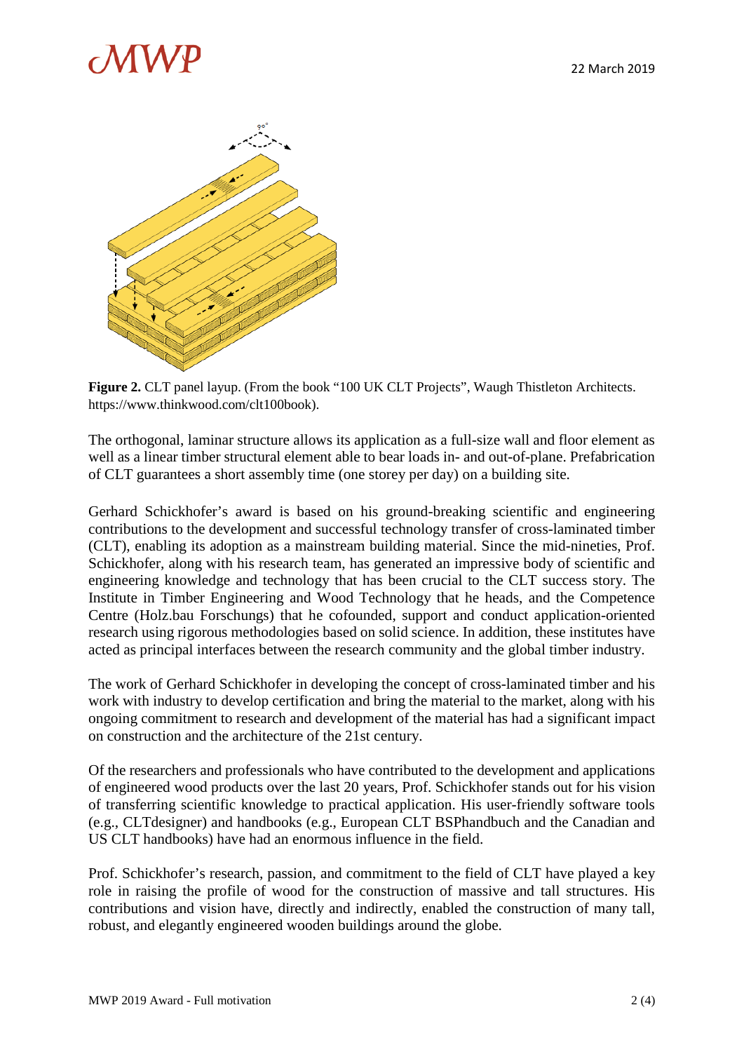**Figure 2.** CLT panel layup. (From the book “100 UK CLT Projects”, Waugh Thistleton Architects. https://www.thinkwood.com/clt100book).

The orthogonal, laminar structure allows its application as a full-size wall and floor element as well as a linear timber structural element able to bear loads in- and out-of-plane. Prefabrication of CLT guarantees a short assembly time (one storey per day) on a building site.

Gerhard Schickhofer’s award is based on his ground-breaking scientific and engineering contributions to the development and successful technology transfer of cross-laminated timber (CLT), enabling its adoption as a mainstream building material. Since the mid-nineties, Prof. Schickhofer, along with his research team, has generated an impressive body of scientific and engineering knowledge and technology that has been crucial to the CLT success story. The Institute in Timber Engineering and Wood Technology that he heads, and the Competence Centre (Holz.bau Forschungs) that he cofounded, support and conduct application-oriented research using rigorous methodologies based on solid science. In addition, these institutes have acted as principal interfaces between the research community and the global timber industry.

The work of Gerhard Schickhofer in developing the concept of cross-laminated timber and his work with industry to develop certification and bring the material to the market, along with his ongoing commitment to research and development of the material has had a significant impact on construction and the architecture of the 21st century.

Of the researchers and professionals who have contributed to the development and applications of engineered wood products over the last 20 years, Prof. Schickhofer stands out for his vision of transferring scientific knowledge to practical application. His user-friendly software tools (e.g., CLTdesigner) and handbooks (e.g., European CLT BSPhandbuch and the Canadian and US CLT handbooks) have had an enormous influence in the field.

Prof. Schickhofer’s research, passion, and commitment to the field of CLT have played a key role in raising the profile of wood for the construction of massive and tall structures. His contributions and vision have, directly and indirectly, enabled the construction of many tall, robust, and elegantly engineered wooden buildings around the globe.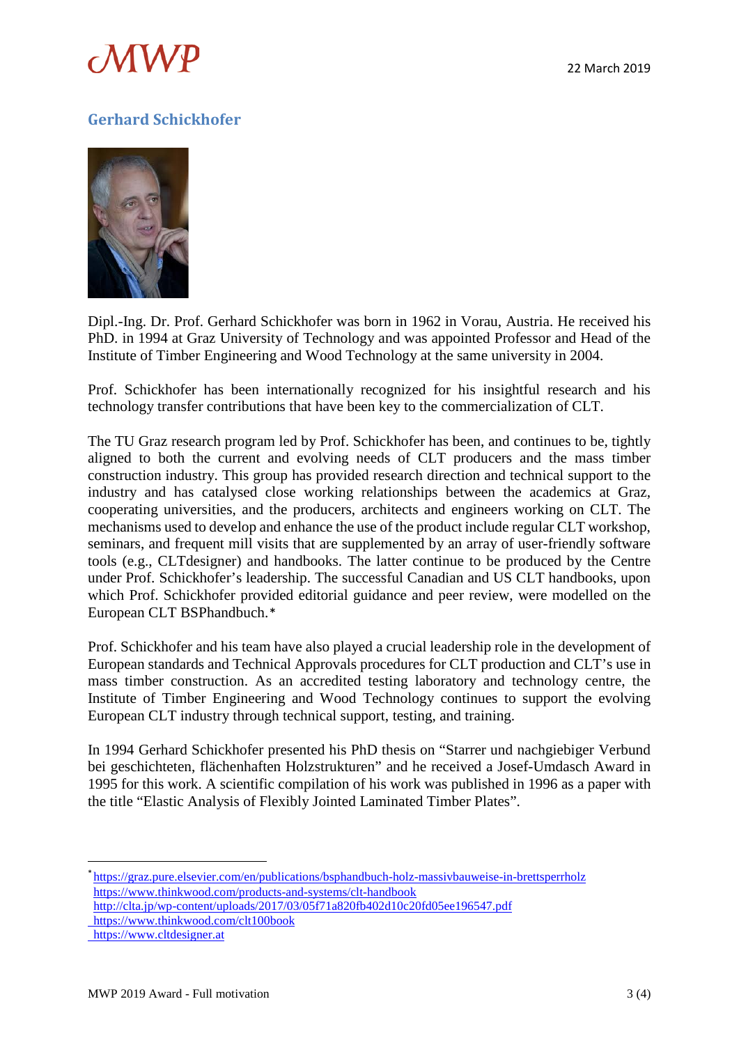## Gerhard Schickhofer

Dipl.-Ing. Dr. Prof. Gerhard Schickhofer was born in 1962 in Vorau, Austria. He received his PhD. in 1994 at Graz University of Technology and was appointed Professor and Head of the Institute of Timber Engineering and Wood Technology at the same university in 2004.

Prof. Schickhofer has been internationally recognized for his insightful research and his technology transfer contributions that have been key to the commercialization of CLT.

The TU Graz research program led by Prof. Schickhofer has been, and continues to be, tightly aligned to both the current and evolving needs of CLT producers and the mass timber construction industry. This group has provided research direction and technical support to the industry and has catalysed close working relationships between the academics at Graz, cooperating universities, and the producers, architects and engineers working on CLT. The mechanisms used to develop and enhance the use of the product include regular CLT workshop, seminars, and frequent mill visits that are supplemented by an array of user-friendly software tools (e.g., CLTdesigner) and handbooks. The latter continue to be produced by the Centre under Prof. Schickhofer's leadership. The successful Canadian and US CLT handbooks, upon which Prof. Schickhofer provided editorial guidance and peer review, were modelled on the European CLT BSPhandbuch.*

Prof. Schickhofer and his team have also played a crucial leadership role in the development of European standards and Technical Approvals procedures for CLT production and CLT's use in mass timber construction. As an accredited testing laboratory and technology centre, the Institute of Timber Engineering and Wood Technology continues to support the evolving European CLT industry through technical support, testing, and training.

In 1994 Gerhard Schickhofer presented his PhD thesis on "Starrer und nachgiebiger Verbund bei geschichteten, flächenhaften Holzstrukturen" and he received a Josef-Umdasch Award in 1995 for this work. A scientific compilation of his work was published in 1996 as a paper with the title "Elastic Analysis of Flexibly Jointed Laminated Timber Plates".

---

* https://graz.pure.elsevier.com/en/publications/bsphandbuch-holz-massivbauweise-in-brettsperrholz
https://www.thinkwood.com/products-and-systems/clt-handbook
http://clta.jp/wp-content/uploads/2017/03/05f71a820fb402d10c20fd05ee196547.pdf
https://www.thinkwood.com/clt100book
https://www.cltdesigner.at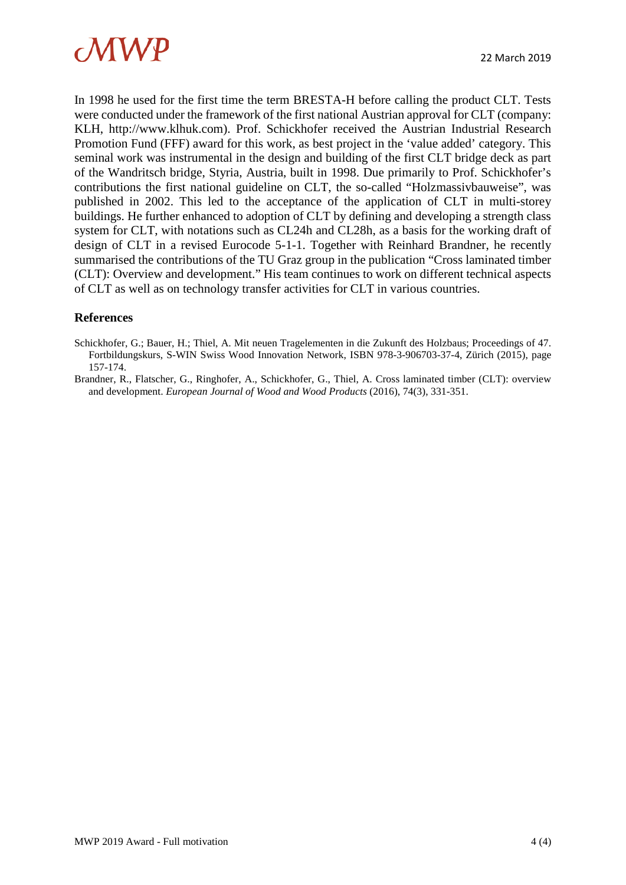In 1998 he used for the first time the term BRESTA-H before calling the product CLT. Tests were conducted under the framework of the first national Austrian approval for CLT (company: KLH, http://www.klhuk.com). Prof. Schickhofer received the Austrian Industrial Research Promotion Fund (FFF) award for this work, as best project in the 'value added' category. This seminal work was instrumental in the design and building of the first CLT bridge deck as part of the Wandritsch bridge, Styria, Austria, built in 1998. Due primarily to Prof. Schickhofer's contributions the first national guideline on CLT, the so-called "Holzmassivbauweise", was published in 2002. This led to the acceptance of the application of CLT in multi-storey buildings. He further enhanced to adoption of CLT by defining and developing a strength class system for CLT, with notations such as CL24h and CL28h, as a basis for the working draft of design of CLT in a revised Eurocode 5-1-1. Together with Reinhard Brandner, he recently summarised the contributions of the TU Graz group in the publication "Cross laminated timber (CLT): Overview and development." His team continues to work on different technical aspects of CLT as well as on technology transfer activities for CLT in various countries.

## References

Schickhofer, G.; Bauer, H.; Thiel, A. Mit neuen Tragelementen in die Zukunft des Holzbaus; Proceedings of 47. Fortbildungskurs, S-WIN Swiss Wood Innovation Network, ISBN 978-3-906703-37-4, Zürich (2015), page 157-174.

Brandner, R., Flatscher, G., Ringhofer, A., Schickhofer, G., Thiel, A. Cross laminated timber (CLT): overview and development. *European Journal of Wood and Wood Products* (2016), 74(3), 331-351.